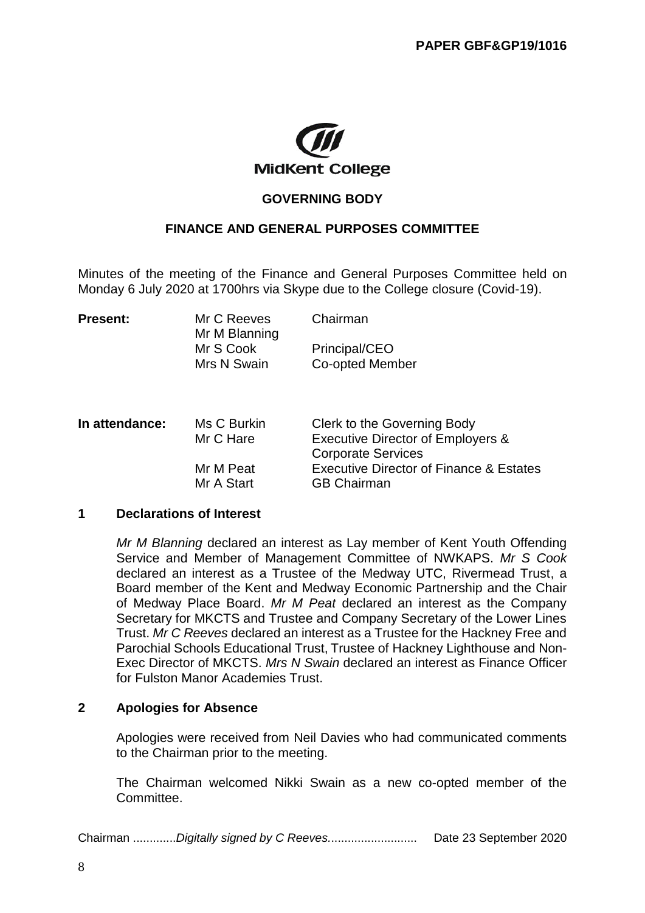PAPER GBF&GP19/1016

MidKent College

# GOVERNING BODY

## FINANCE AND GENERAL PURPOSES COMMITTEE

Minutes of the meeting of the Finance and General Purposes Committee held on Monday 6 July 2020 at 1700hrs via Skype due to the College closure (Covid-19).

| | | |
|---|---|---|
| **Present:** | Mr C Reeves | Chairman |
| | Mr M Blanning | |
| | Mr S Cook | Principal/CEO |
| | Mrs N Swain | Co-opted Member |
| | | |
| **In attendance:** | Ms C Burkin | Clerk to the Governing Body |
| | Mr C Hare | Executive Director of Employers & Corporate Services |
| | Mr M Peat | Executive Director of Finance & Estates |
| | Mr A Start | GB Chairman |

### 1 Declarations of Interest

*Mr M Blanning* declared an interest as Lay member of Kent Youth Offending Service and Member of Management Committee of NWKAPS. *Mr S Cook* declared an interest as a Trustee of the Medway UTC, Rivermead Trust, a Board member of the Kent and Medway Economic Partnership and the Chair of Medway Place Board. *Mr M Peat* declared an interest as the Company Secretary for MKCTS and Trustee and Company Secretary of the Lower Lines Trust. *Mr C Reeves* declared an interest as a Trustee for the Hackney Free and Parochial Schools Educational Trust, Trustee of Hackney Lighthouse and Non-Exec Director of MKCTS. *Mrs N Swain* declared an interest as Finance Officer for Fulston Manor Academies Trust.

### 2 Apologies for Absence

Apologies were received from Neil Davies who had communicated comments to the Chairman prior to the meeting.

The Chairman welcomed Nikki Swain as a new co-opted member of the Committee.

Chairman .............*Digitally signed by C Reeves*........................... Date 23 September 2020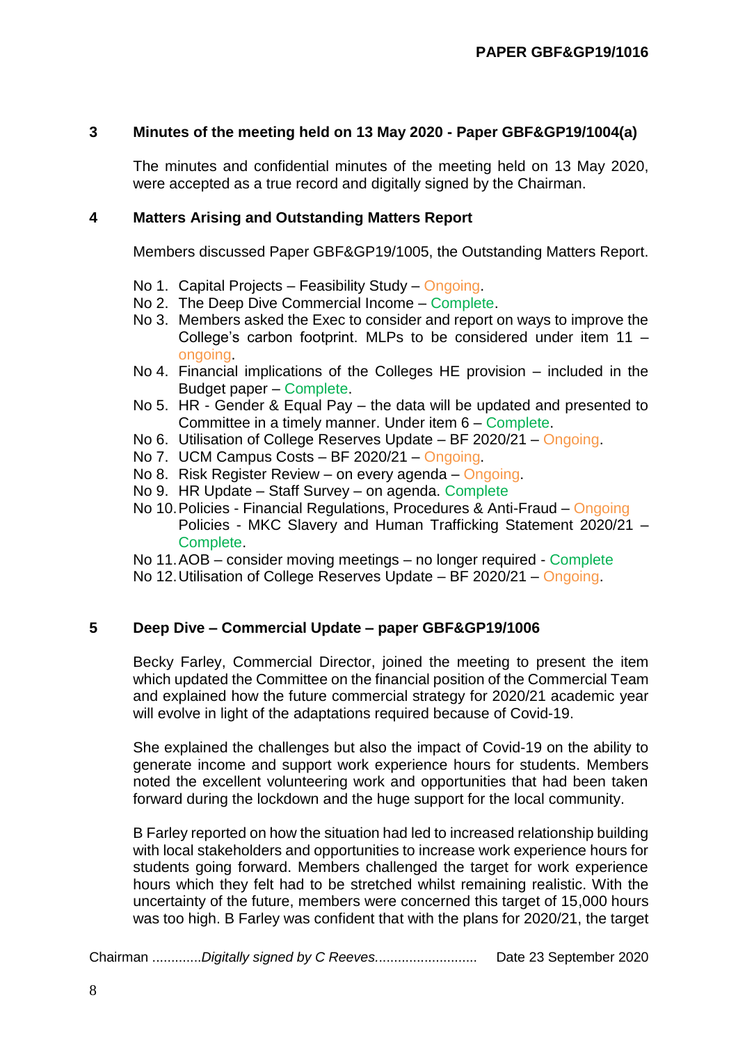### 3 Minutes of the meeting held on 13 May 2020 - Paper GBF&GP19/1004(a)

The minutes and confidential minutes of the meeting held on 13 May 2020, were accepted as a true record and digitally signed by the Chairman.

### 4 Matters Arising and Outstanding Matters Report

Members discussed Paper GBF&GP19/1005, the Outstanding Matters Report.

- No 1. Capital Projects – Feasibility Study – Ongoing.
- No 2. The Deep Dive Commercial Income – Complete.
- No 3. Members asked the Exec to consider and report on ways to improve the College's carbon footprint. MLPs to be considered under item 11 – ongoing.
- No 4. Financial implications of the Colleges HE provision – included in the Budget paper – Complete.
- No 5. HR - Gender & Equal Pay – the data will be updated and presented to Committee in a timely manner. Under item 6 – Complete.
- No 6. Utilisation of College Reserves Update – BF 2020/21 – Ongoing.
- No 7. UCM Campus Costs – BF 2020/21 – Ongoing.
- No 8. Risk Register Review – on every agenda – Ongoing.
- No 9. HR Update – Staff Survey – on agenda. Complete
- No 10. Policies - Financial Regulations, Procedures & Anti-Fraud – Ongoing
  Policies - MKC Slavery and Human Trafficking Statement 2020/21 – Complete.
- No 11. AOB – consider moving meetings – no longer required - Complete
- No 12. Utilisation of College Reserves Update – BF 2020/21 – Ongoing.

### 5 Deep Dive – Commercial Update – paper GBF&GP19/1006

Becky Farley, Commercial Director, joined the meeting to present the item which updated the Committee on the financial position of the Commercial Team and explained how the future commercial strategy for 2020/21 academic year will evolve in light of the adaptations required because of Covid-19.

She explained the challenges but also the impact of Covid-19 on the ability to generate income and support work experience hours for students. Members noted the excellent volunteering work and opportunities that had been taken forward during the lockdown and the huge support for the local community.

B Farley reported on how the situation had led to increased relationship building with local stakeholders and opportunities to increase work experience hours for students going forward. Members challenged the target for work experience hours which they felt had to be stretched whilst remaining realistic. With the uncertainty of the future, members were concerned this target of 15,000 hours was too high. B Farley was confident that with the plans for 2020/21, the target

Chairman ............*Digitally signed by C Reeves*.......................... Date 23 September 2020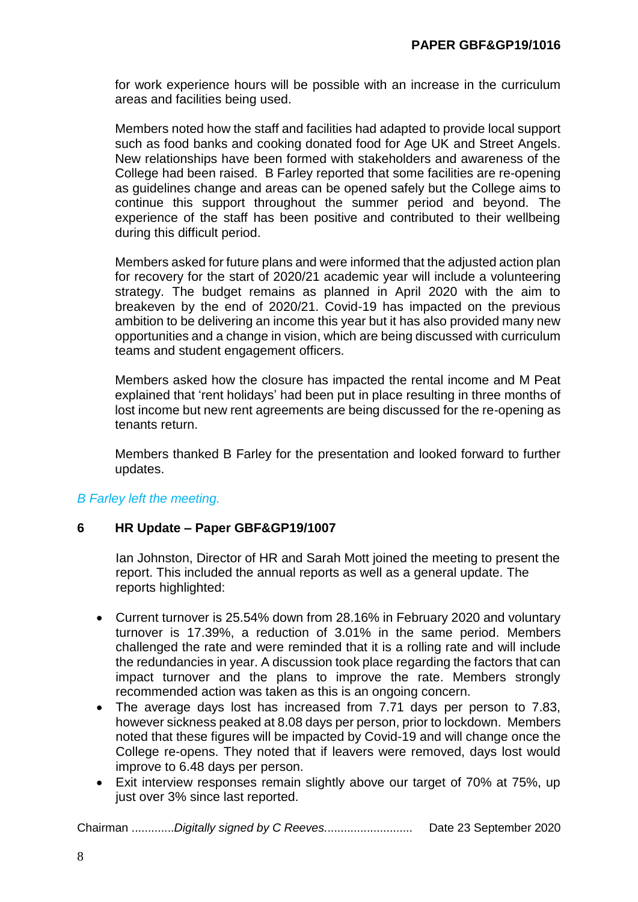for work experience hours will be possible with an increase in the curriculum areas and facilities being used.

Members noted how the staff and facilities had adapted to provide local support such as food banks and cooking donated food for Age UK and Street Angels. New relationships have been formed with stakeholders and awareness of the College had been raised. B Farley reported that some facilities are re-opening as guidelines change and areas can be opened safely but the College aims to continue this support throughout the summer period and beyond. The experience of the staff has been positive and contributed to their wellbeing during this difficult period.

Members asked for future plans and were informed that the adjusted action plan for recovery for the start of 2020/21 academic year will include a volunteering strategy. The budget remains as planned in April 2020 with the aim to breakeven by the end of 2020/21. Covid-19 has impacted on the previous ambition to be delivering an income this year but it has also provided many new opportunities and a change in vision, which are being discussed with curriculum teams and student engagement officers.

Members asked how the closure has impacted the rental income and M Peat explained that 'rent holidays' had been put in place resulting in three months of lost income but new rent agreements are being discussed for the re-opening as tenants return.

Members thanked B Farley for the presentation and looked forward to further updates.

*B Farley left the meeting.*

**6 HR Update – Paper GBF&GP19/1007**

Ian Johnston, Director of HR and Sarah Mott joined the meeting to present the report. This included the annual reports as well as a general update. The reports highlighted:

- Current turnover is 25.54% down from 28.16% in February 2020 and voluntary turnover is 17.39%, a reduction of 3.01% in the same period. Members challenged the rate and were reminded that it is a rolling rate and will include the redundancies in year. A discussion took place regarding the factors that can impact turnover and the plans to improve the rate. Members strongly recommended action was taken as this is an ongoing concern.
- The average days lost has increased from 7.71 days per person to 7.83, however sickness peaked at 8.08 days per person, prior to lockdown. Members noted that these figures will be impacted by Covid-19 and will change once the College re-opens. They noted that if leavers were removed, days lost would improve to 6.48 days per person.
- Exit interview responses remain slightly above our target of 70% at 75%, up just over 3% since last reported.

Chairman .............*Digitally signed by C Reeves*........................... Date 23 September 2020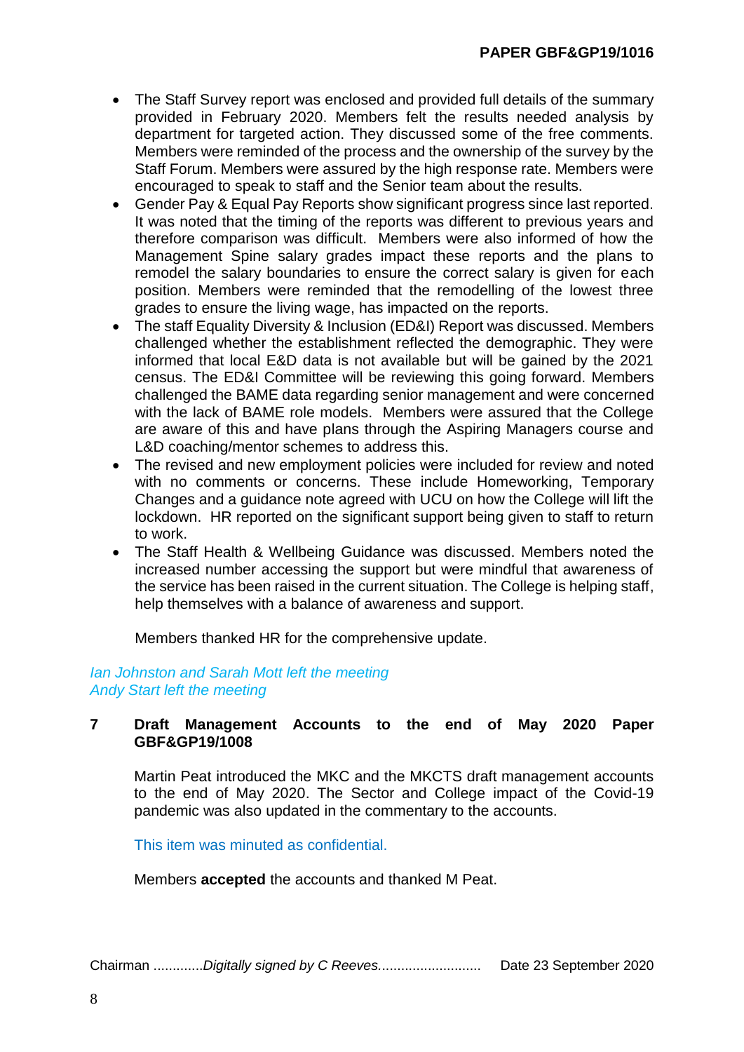- The Staff Survey report was enclosed and provided full details of the summary provided in February 2020. Members felt the results needed analysis by department for targeted action. They discussed some of the free comments. Members were reminded of the process and the ownership of the survey by the Staff Forum. Members were assured by the high response rate. Members were encouraged to speak to staff and the Senior team about the results.
- Gender Pay & Equal Pay Reports show significant progress since last reported. It was noted that the timing of the reports was different to previous years and therefore comparison was difficult. Members were also informed of how the Management Spine salary grades impact these reports and the plans to remodel the salary boundaries to ensure the correct salary is given for each position. Members were reminded that the remodelling of the lowest three grades to ensure the living wage, has impacted on the reports.
- The staff Equality Diversity & Inclusion (ED&I) Report was discussed. Members challenged whether the establishment reflected the demographic. They were informed that local E&D data is not available but will be gained by the 2021 census. The ED&I Committee will be reviewing this going forward. Members challenged the BAME data regarding senior management and were concerned with the lack of BAME role models. Members were assured that the College are aware of this and have plans through the Aspiring Managers course and L&D coaching/mentor schemes to address this.
- The revised and new employment policies were included for review and noted with no comments or concerns. These include Homeworking, Temporary Changes and a guidance note agreed with UCU on how the College will lift the lockdown. HR reported on the significant support being given to staff to return to work.
- The Staff Health & Wellbeing Guidance was discussed. Members noted the increased number accessing the support but were mindful that awareness of the service has been raised in the current situation. The College is helping staff, help themselves with a balance of awareness and support.

Members thanked HR for the comprehensive update.

*Ian Johnston and Sarah Mott left the meeting*
*Andy Start left the meeting*

**7 Draft Management Accounts to the end of May 2020 Paper GBF&GP19/1008**

Martin Peat introduced the MKC and the MKCTS draft management accounts to the end of May 2020. The Sector and College impact of the Covid-19 pandemic was also updated in the commentary to the accounts.

This item was minuted as confidential.

Members **accepted** the accounts and thanked M Peat.

Chairman .............*Digitally signed by C Reeves*........................... Date 23 September 2020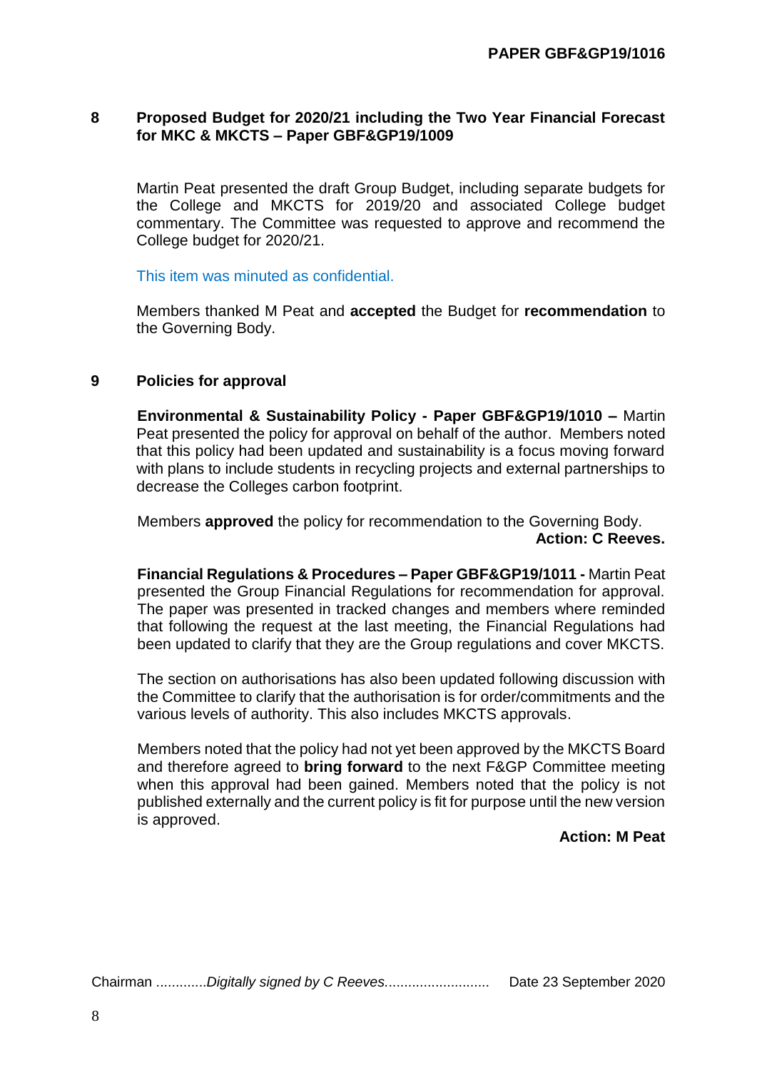## 8 Proposed Budget for 2020/21 including the Two Year Financial Forecast for MKC & MKCTS – Paper GBF&GP19/1009

Martin Peat presented the draft Group Budget, including separate budgets for the College and MKCTS for 2019/20 and associated College budget commentary. The Committee was requested to approve and recommend the College budget for 2020/21.

This item was minuted as confidential.

Members thanked M Peat and **accepted** the Budget for **recommendation** to the Governing Body.

## 9 Policies for approval

**Environmental & Sustainability Policy - Paper GBF&GP19/1010 –** Martin Peat presented the policy for approval on behalf of the author. Members noted that this policy had been updated and sustainability is a focus moving forward with plans to include students in recycling projects and external partnerships to decrease the Colleges carbon footprint.

Members **approved** the policy for recommendation to the Governing Body.

**Action: C Reeves.**

**Financial Regulations & Procedures – Paper GBF&GP19/1011 -** Martin Peat presented the Group Financial Regulations for recommendation for approval. The paper was presented in tracked changes and members where reminded that following the request at the last meeting, the Financial Regulations had been updated to clarify that they are the Group regulations and cover MKCTS.

The section on authorisations has also been updated following discussion with the Committee to clarify that the authorisation is for order/commitments and the various levels of authority. This also includes MKCTS approvals.

Members noted that the policy had not yet been approved by the MKCTS Board and therefore agreed to **bring forward** to the next F&GP Committee meeting when this approval had been gained. Members noted that the policy is not published externally and the current policy is fit for purpose until the new version is approved.

**Action: M Peat**

Chairman .............*Digitally signed by C Reeves*........................... Date 23 September 2020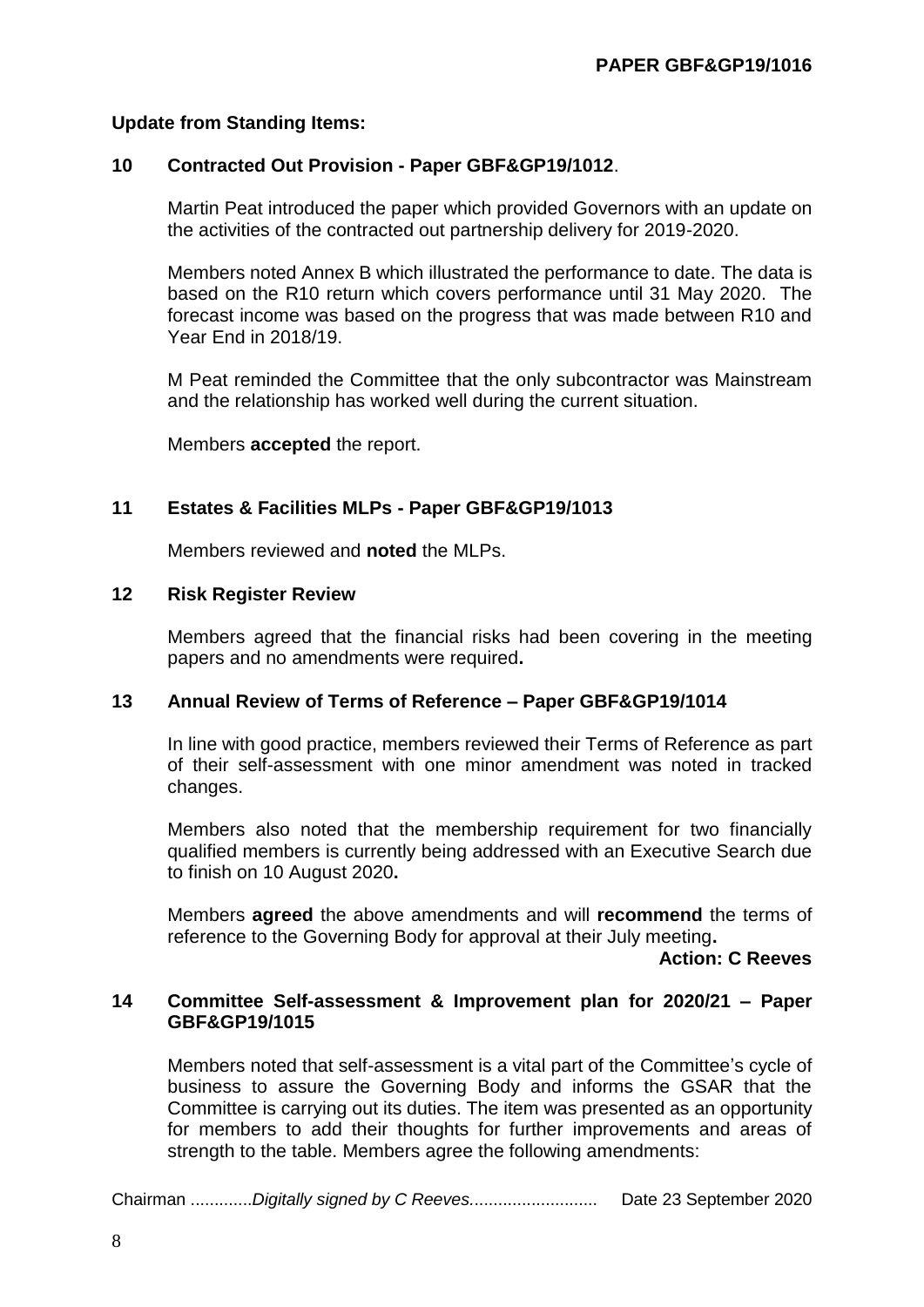**Update from Standing Items:**

**10 Contracted Out Provision - Paper GBF&GP19/1012**.

Martin Peat introduced the paper which provided Governors with an update on the activities of the contracted out partnership delivery for 2019-2020.

Members noted Annex B which illustrated the performance to date. The data is based on the R10 return which covers performance until 31 May 2020. The forecast income was based on the progress that was made between R10 and Year End in 2018/19.

M Peat reminded the Committee that the only subcontractor was Mainstream and the relationship has worked well during the current situation.

Members **accepted** the report.

**11 Estates & Facilities MLPs - Paper GBF&GP19/1013**

Members reviewed and **noted** the MLPs.

**12 Risk Register Review**

Members agreed that the financial risks had been covering in the meeting papers and no amendments were required**.**

**13 Annual Review of Terms of Reference – Paper GBF&GP19/1014**

In line with good practice, members reviewed their Terms of Reference as part of their self-assessment with one minor amendment was noted in tracked changes.

Members also noted that the membership requirement for two financially qualified members is currently being addressed with an Executive Search due to finish on 10 August 2020**.**

Members **agreed** the above amendments and will **recommend** the terms of reference to the Governing Body for approval at their July meeting**.**

**Action: C Reeves**

**14 Committee Self-assessment & Improvement plan for 2020/21 – Paper GBF&GP19/1015**

Members noted that self-assessment is a vital part of the Committee's cycle of business to assure the Governing Body and informs the GSAR that the Committee is carrying out its duties. The item was presented as an opportunity for members to add their thoughts for further improvements and areas of strength to the table. Members agree the following amendments:

Chairman .............*Digitally signed by C Reeves*........................... Date 23 September 2020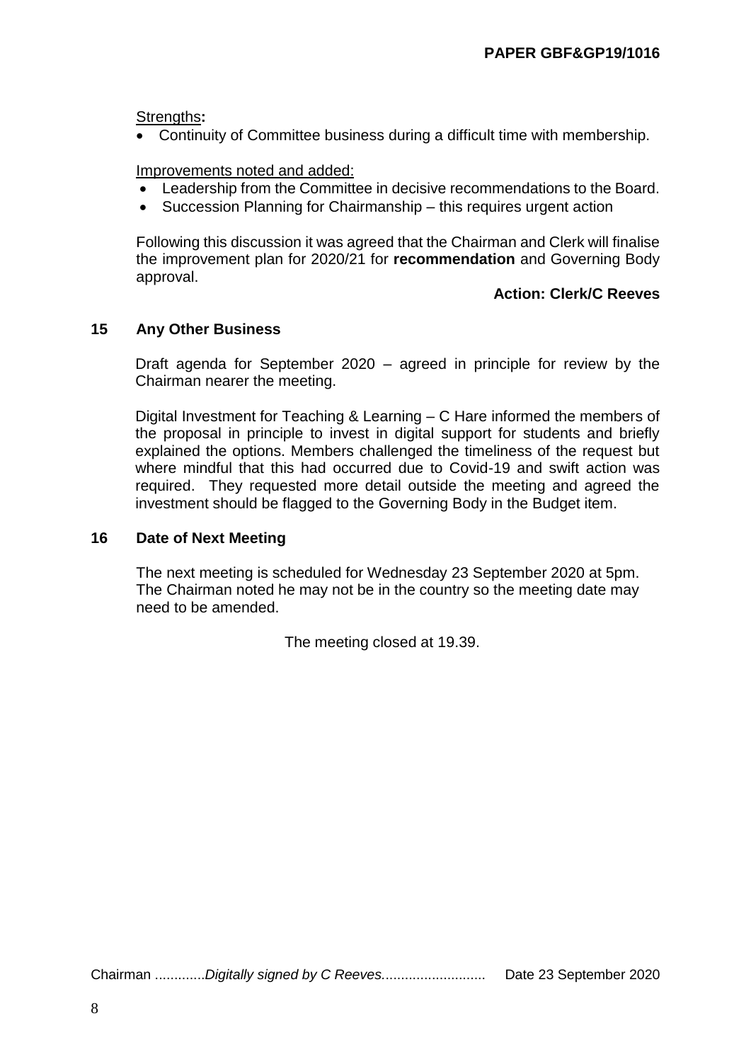Strengths**:**

- Continuity of Committee business during a difficult time with membership.

Improvements noted and added:

- Leadership from the Committee in decisive recommendations to the Board.
- Succession Planning for Chairmanship – this requires urgent action

Following this discussion it was agreed that the Chairman and Clerk will finalise the improvement plan for 2020/21 for **recommendation** and Governing Body approval.

**Action: Clerk/C Reeves**

## 15 Any Other Business

Draft agenda for September 2020 – agreed in principle for review by the Chairman nearer the meeting.

Digital Investment for Teaching & Learning – C Hare informed the members of the proposal in principle to invest in digital support for students and briefly explained the options. Members challenged the timeliness of the request but where mindful that this had occurred due to Covid-19 and swift action was required. They requested more detail outside the meeting and agreed the investment should be flagged to the Governing Body in the Budget item.

## 16 Date of Next Meeting

The next meeting is scheduled for Wednesday 23 September 2020 at 5pm. The Chairman noted he may not be in the country so the meeting date may need to be amended.

The meeting closed at 19.39.

Chairman .............*Digitally signed by C Reeves*........................... Date 23 September 2020